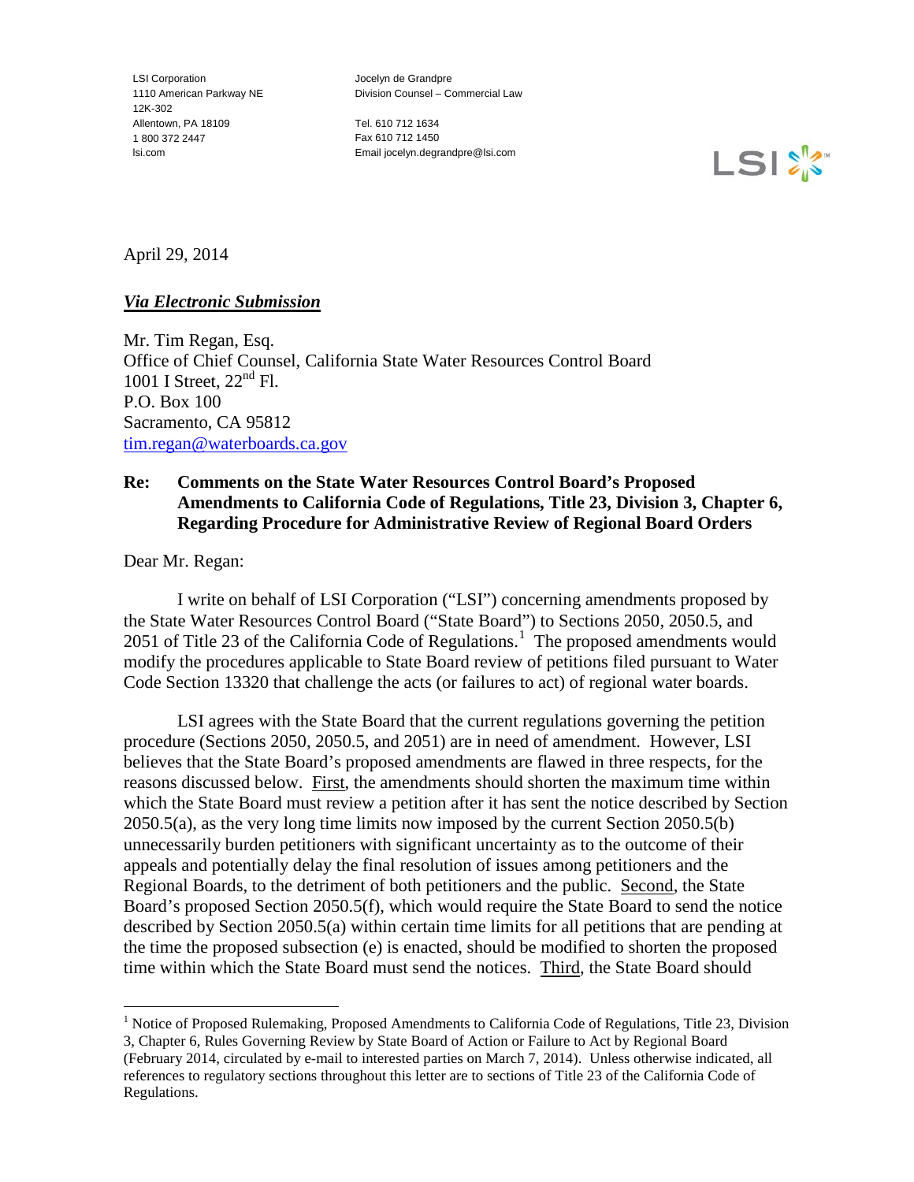LSI Corporation
1110 American Parkway NE
12K-302
Allentown, PA 18109
1 800 372 2447
lsi.com

Jocelyn de Grandpre
Division Counsel – Commercial Law

Tel. 610 712 1634
Fax 610 712 1450
Email jocelyn.degrandpre@lsi.com

April 29, 2014

***Via Electronic Submission***

Mr. Tim Regan, Esq.
Office of Chief Counsel, California State Water Resources Control Board
1001 I Street, 22nd Fl.
P.O. Box 100
Sacramento, CA 95812
tim.regan@waterboards.ca.gov

**Re: Comments on the State Water Resources Control Board's Proposed Amendments to California Code of Regulations, Title 23, Division 3, Chapter 6, Regarding Procedure for Administrative Review of Regional Board Orders**

Dear Mr. Regan:

I write on behalf of LSI Corporation ("LSI") concerning amendments proposed by the State Water Resources Control Board ("State Board") to Sections 2050, 2050.5, and 2051 of Title 23 of the California Code of Regulations.[1] The proposed amendments would modify the procedures applicable to State Board review of petitions filed pursuant to Water Code Section 13320 that challenge the acts (or failures to act) of regional water boards.

LSI agrees with the State Board that the current regulations governing the petition procedure (Sections 2050, 2050.5, and 2051) are in need of amendment. However, LSI believes that the State Board's proposed amendments are flawed in three respects, for the reasons discussed below. First, the amendments should shorten the maximum time within which the State Board must review a petition after it has sent the notice described by Section 2050.5(a), as the very long time limits now imposed by the current Section 2050.5(b) unnecessarily burden petitioners with significant uncertainty as to the outcome of their appeals and potentially delay the final resolution of issues among petitioners and the Regional Boards, to the detriment of both petitioners and the public. Second, the State Board's proposed Section 2050.5(f), which would require the State Board to send the notice described by Section 2050.5(a) within certain time limits for all petitions that are pending at the time the proposed subsection (e) is enacted, should be modified to shorten the proposed time within which the State Board must send the notices. Third, the State Board should

[1] Notice of Proposed Rulemaking, Proposed Amendments to California Code of Regulations, Title 23, Division 3, Chapter 6, Rules Governing Review by State Board of Action or Failure to Act by Regional Board (February 2014, circulated by e-mail to interested parties on March 7, 2014). Unless otherwise indicated, all references to regulatory sections throughout this letter are to sections of Title 23 of the California Code of Regulations.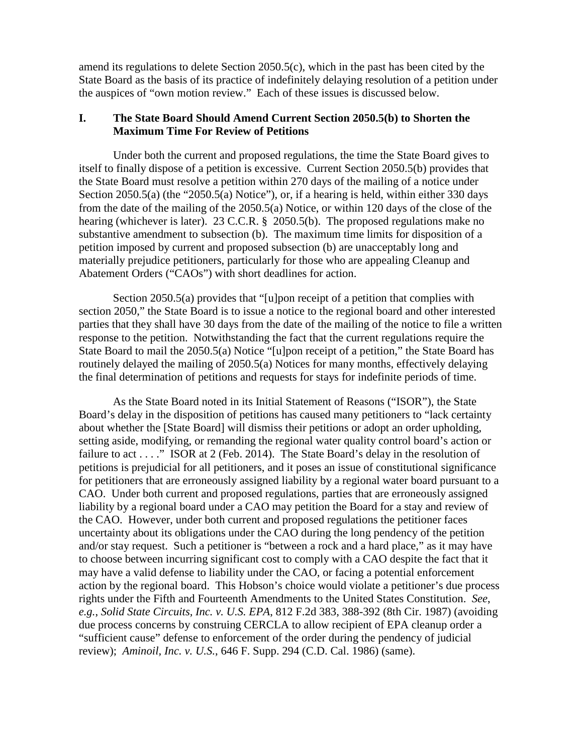amend its regulations to delete Section 2050.5(c), which in the past has been cited by the State Board as the basis of its practice of indefinitely delaying resolution of a petition under the auspices of "own motion review." Each of these issues is discussed below.

## I. The State Board Should Amend Current Section 2050.5(b) to Shorten the Maximum Time For Review of Petitions

Under both the current and proposed regulations, the time the State Board gives to itself to finally dispose of a petition is excessive. Current Section 2050.5(b) provides that the State Board must resolve a petition within 270 days of the mailing of a notice under Section 2050.5(a) (the "2050.5(a) Notice"), or, if a hearing is held, within either 330 days from the date of the mailing of the 2050.5(a) Notice, or within 120 days of the close of the hearing (whichever is later). 23 C.C.R. § 2050.5(b). The proposed regulations make no substantive amendment to subsection (b). The maximum time limits for disposition of a petition imposed by current and proposed subsection (b) are unacceptably long and materially prejudice petitioners, particularly for those who are appealing Cleanup and Abatement Orders ("CAOs") with short deadlines for action.

Section 2050.5(a) provides that "[u]pon receipt of a petition that complies with section 2050," the State Board is to issue a notice to the regional board and other interested parties that they shall have 30 days from the date of the mailing of the notice to file a written response to the petition. Notwithstanding the fact that the current regulations require the State Board to mail the 2050.5(a) Notice "[u]pon receipt of a petition," the State Board has routinely delayed the mailing of 2050.5(a) Notices for many months, effectively delaying the final determination of petitions and requests for stays for indefinite periods of time.

As the State Board noted in its Initial Statement of Reasons ("ISOR"), the State Board's delay in the disposition of petitions has caused many petitioners to "lack certainty about whether the [State Board] will dismiss their petitions or adopt an order upholding, setting aside, modifying, or remanding the regional water quality control board's action or failure to act . . . ." ISOR at 2 (Feb. 2014). The State Board's delay in the resolution of petitions is prejudicial for all petitioners, and it poses an issue of constitutional significance for petitioners that are erroneously assigned liability by a regional water board pursuant to a CAO. Under both current and proposed regulations, parties that are erroneously assigned liability by a regional board under a CAO may petition the Board for a stay and review of the CAO. However, under both current and proposed regulations the petitioner faces uncertainty about its obligations under the CAO during the long pendency of the petition and/or stay request. Such a petitioner is "between a rock and a hard place," as it may have to choose between incurring significant cost to comply with a CAO despite the fact that it may have a valid defense to liability under the CAO, or facing a potential enforcement action by the regional board. This Hobson's choice would violate a petitioner's due process rights under the Fifth and Fourteenth Amendments to the United States Constitution. *See*, *e.g.*, *Solid State Circuits, Inc. v. U.S. EPA*, 812 F.2d 383, 388-392 (8th Cir. 1987) (avoiding due process concerns by construing CERCLA to allow recipient of EPA cleanup order a "sufficient cause" defense to enforcement of the order during the pendency of judicial review); *Aminoil, Inc. v. U.S.*, 646 F. Supp. 294 (C.D. Cal. 1986) (same).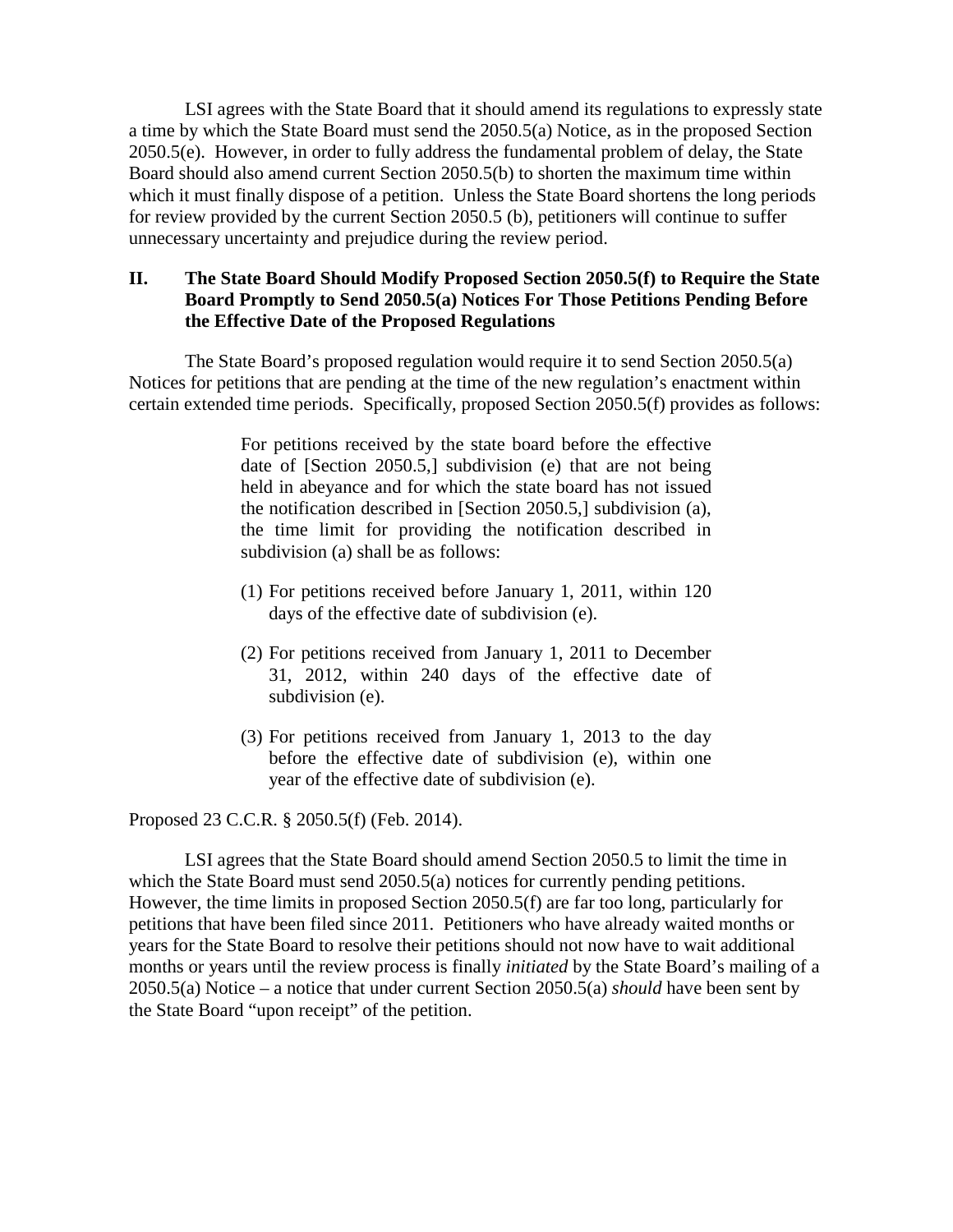LSI agrees with the State Board that it should amend its regulations to expressly state a time by which the State Board must send the 2050.5(a) Notice, as in the proposed Section 2050.5(e). However, in order to fully address the fundamental problem of delay, the State Board should also amend current Section 2050.5(b) to shorten the maximum time within which it must finally dispose of a petition. Unless the State Board shortens the long periods for review provided by the current Section 2050.5 (b), petitioners will continue to suffer unnecessary uncertainty and prejudice during the review period.

## II. The State Board Should Modify Proposed Section 2050.5(f) to Require the State Board Promptly to Send 2050.5(a) Notices For Those Petitions Pending Before the Effective Date of the Proposed Regulations

The State Board's proposed regulation would require it to send Section 2050.5(a) Notices for petitions that are pending at the time of the new regulation's enactment within certain extended time periods. Specifically, proposed Section 2050.5(f) provides as follows:

> For petitions received by the state board before the effective date of [Section 2050.5,] subdivision (e) that are not being held in abeyance and for which the state board has not issued the notification described in [Section 2050.5,] subdivision (a), the time limit for providing the notification described in subdivision (a) shall be as follows:
>
> (1) For petitions received before January 1, 2011, within 120 days of the effective date of subdivision (e).
>
> (2) For petitions received from January 1, 2011 to December 31, 2012, within 240 days of the effective date of subdivision (e).
>
> (3) For petitions received from January 1, 2013 to the day before the effective date of subdivision (e), within one year of the effective date of subdivision (e).

Proposed 23 C.C.R. § 2050.5(f) (Feb. 2014).

LSI agrees that the State Board should amend Section 2050.5 to limit the time in which the State Board must send 2050.5(a) notices for currently pending petitions. However, the time limits in proposed Section 2050.5(f) are far too long, particularly for petitions that have been filed since 2011. Petitioners who have already waited months or years for the State Board to resolve their petitions should not now have to wait additional months or years until the review process is finally *initiated* by the State Board's mailing of a 2050.5(a) Notice – a notice that under current Section 2050.5(a) *should* have been sent by the State Board "upon receipt" of the petition.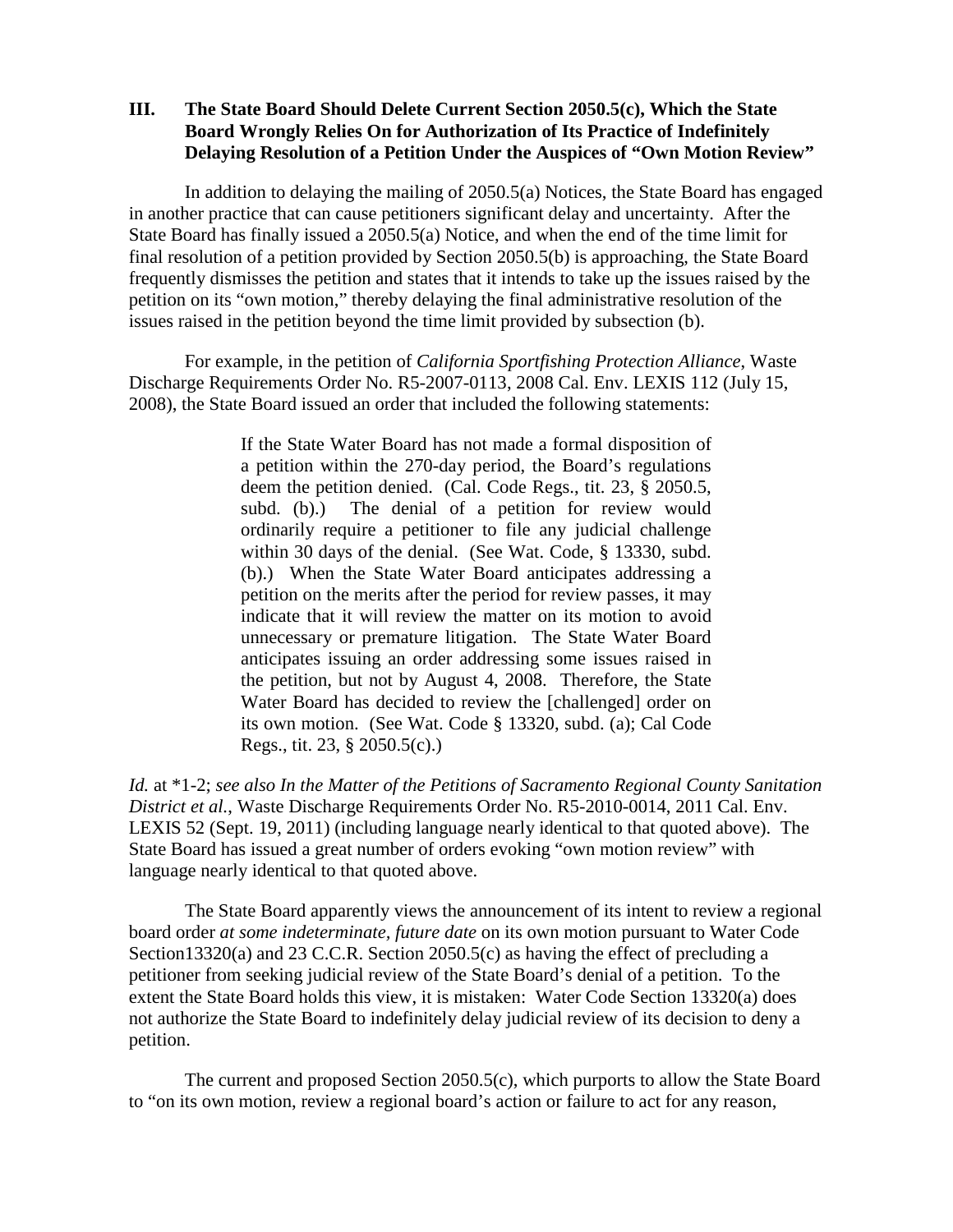## III. The State Board Should Delete Current Section 2050.5(c), Which the State Board Wrongly Relies On for Authorization of Its Practice of Indefinitely Delaying Resolution of a Petition Under the Auspices of "Own Motion Review"

In addition to delaying the mailing of 2050.5(a) Notices, the State Board has engaged in another practice that can cause petitioners significant delay and uncertainty. After the State Board has finally issued a 2050.5(a) Notice, and when the end of the time limit for final resolution of a petition provided by Section 2050.5(b) is approaching, the State Board frequently dismisses the petition and states that it intends to take up the issues raised by the petition on its "own motion," thereby delaying the final administrative resolution of the issues raised in the petition beyond the time limit provided by subsection (b).

For example, in the petition of *California Sportfishing Protection Alliance*, Waste Discharge Requirements Order No. R5-2007-0113, 2008 Cal. Env. LEXIS 112 (July 15, 2008), the State Board issued an order that included the following statements:

> If the State Water Board has not made a formal disposition of a petition within the 270-day period, the Board's regulations deem the petition denied. (Cal. Code Regs., tit. 23, § 2050.5, subd. (b).) The denial of a petition for review would ordinarily require a petitioner to file any judicial challenge within 30 days of the denial. (See Wat. Code, § 13330, subd. (b).) When the State Water Board anticipates addressing a petition on the merits after the period for review passes, it may indicate that it will review the matter on its motion to avoid unnecessary or premature litigation. The State Water Board anticipates issuing an order addressing some issues raised in the petition, but not by August 4, 2008. Therefore, the State Water Board has decided to review the [challenged] order on its own motion. (See Wat. Code § 13320, subd. (a); Cal Code Regs., tit. 23, § 2050.5(c).)

*Id.* at *1-2; *see also In the Matter of the Petitions of Sacramento Regional County Sanitation District et al.*, Waste Discharge Requirements Order No. R5-2010-0014, 2011 Cal. Env. LEXIS 52 (Sept. 19, 2011) (including language nearly identical to that quoted above). The State Board has issued a great number of orders evoking "own motion review" with language nearly identical to that quoted above.

The State Board apparently views the announcement of its intent to review a regional board order *at some indeterminate, future date* on its own motion pursuant to Water Code Section13320(a) and 23 C.C.R. Section 2050.5(c) as having the effect of precluding a petitioner from seeking judicial review of the State Board's denial of a petition. To the extent the State Board holds this view, it is mistaken: Water Code Section 13320(a) does not authorize the State Board to indefinitely delay judicial review of its decision to deny a petition.

The current and proposed Section 2050.5(c), which purports to allow the State Board to "on its own motion, review a regional board's action or failure to act for any reason,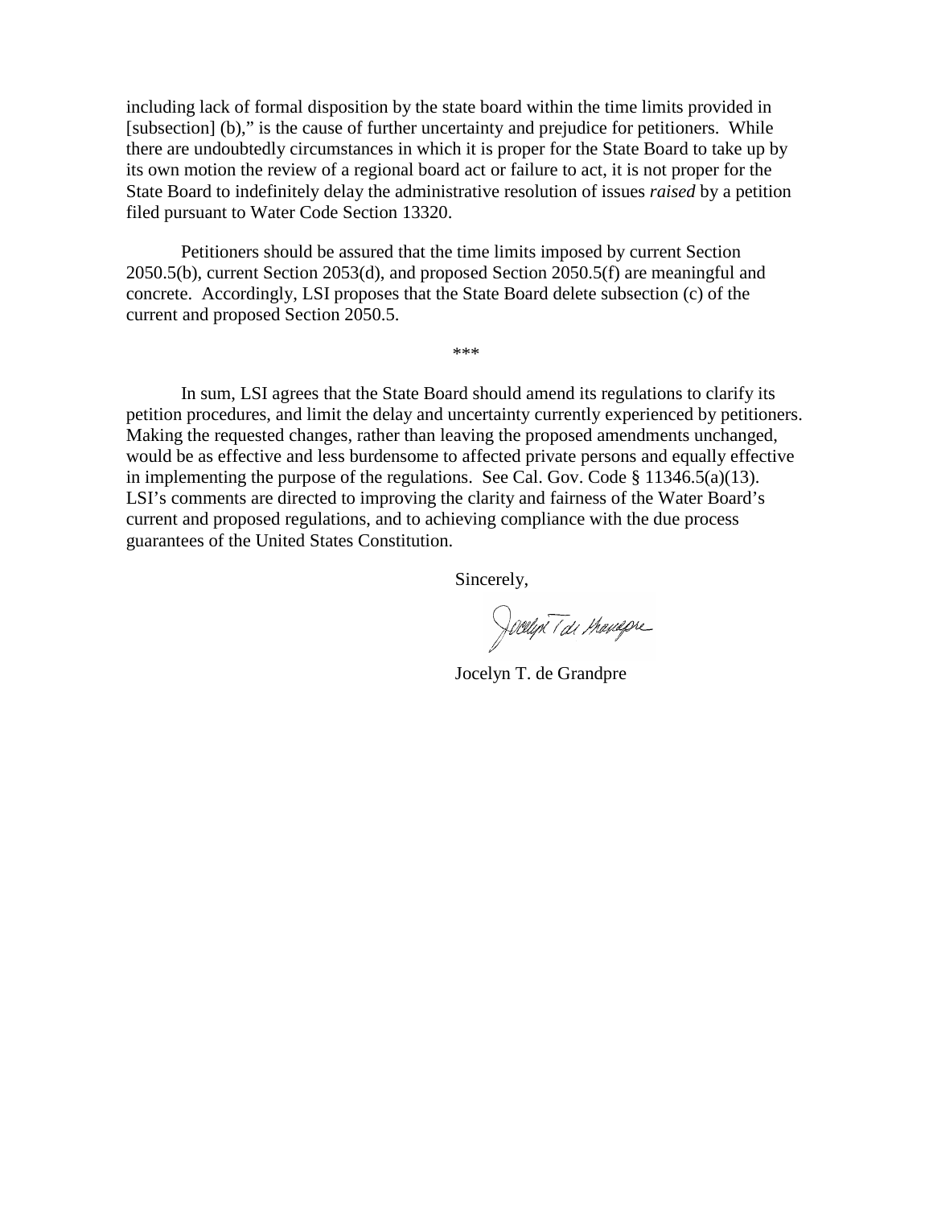including lack of formal disposition by the state board within the time limits provided in [subsection] (b)," is the cause of further uncertainty and prejudice for petitioners. While there are undoubtedly circumstances in which it is proper for the State Board to take up by its own motion the review of a regional board act or failure to act, it is not proper for the State Board to indefinitely delay the administrative resolution of issues *raised* by a petition filed pursuant to Water Code Section 13320.

Petitioners should be assured that the time limits imposed by current Section 2050.5(b), current Section 2053(d), and proposed Section 2050.5(f) are meaningful and concrete. Accordingly, LSI proposes that the State Board delete subsection (c) of the current and proposed Section 2050.5.

\*\*\*

In sum, LSI agrees that the State Board should amend its regulations to clarify its petition procedures, and limit the delay and uncertainty currently experienced by petitioners. Making the requested changes, rather than leaving the proposed amendments unchanged, would be as effective and less burdensome to affected private persons and equally effective in implementing the purpose of the regulations. See Cal. Gov. Code § 11346.5(a)(13). LSI's comments are directed to improving the clarity and fairness of the Water Board's current and proposed regulations, and to achieving compliance with the due process guarantees of the United States Constitution.

Sincerely,

Jocelyn T. de Grandpre